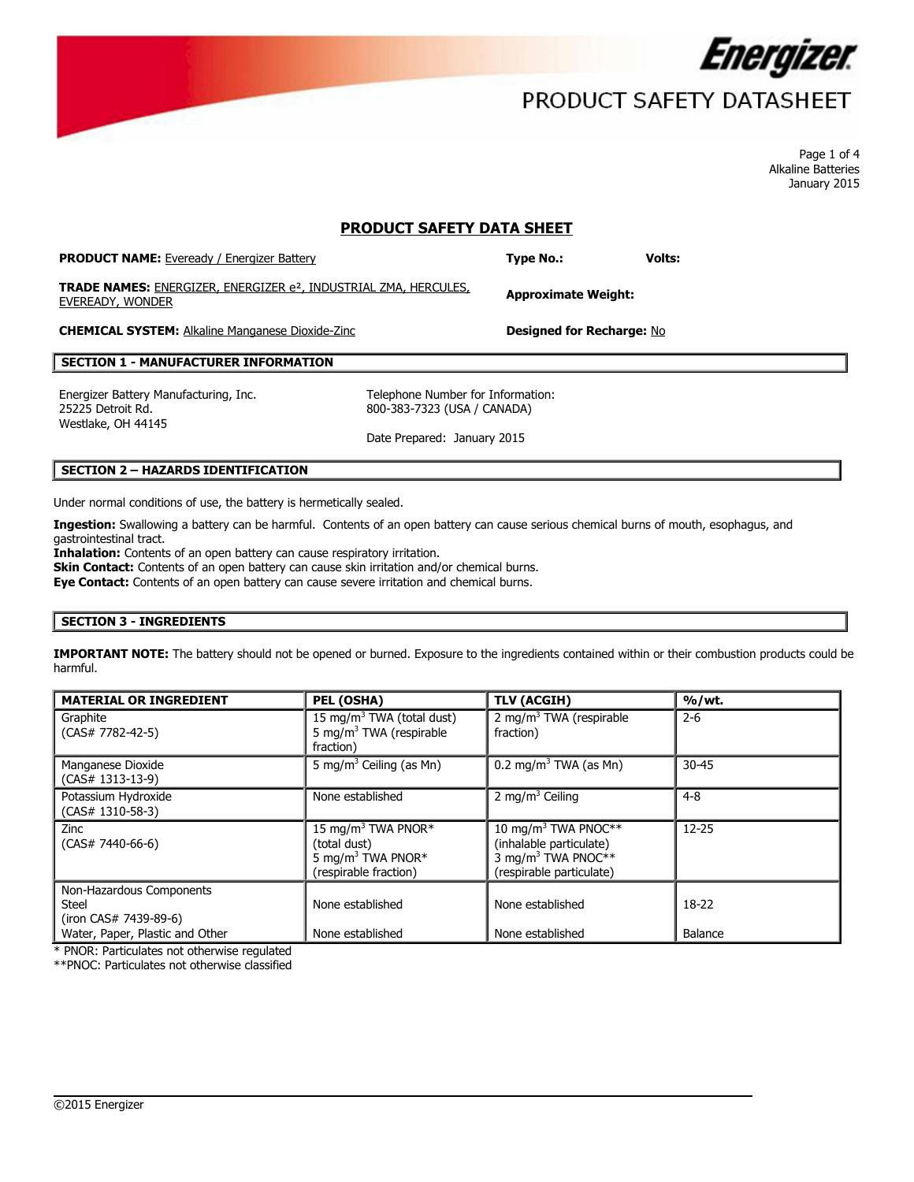# PRODUCT SAFETY DATASHEET

Alkaline Batteries
January 2015

## PRODUCT SAFETY DATA SHEET

**PRODUCT NAME:** Eveready / Energizer Battery

**Type No.:**

**Volts:**

**TRADE NAMES:** ENERGIZER, ENERGIZER e², INDUSTRIAL ZMA, HERCULES, EVEREADY, WONDER

**Approximate Weight:**

**CHEMICAL SYSTEM:** Alkaline Manganese Dioxide-Zinc

**Designed for Recharge:** No

## SECTION 1 - MANUFACTURER INFORMATION

Energizer Battery Manufacturing, Inc.
25225 Detroit Rd.
Westlake, OH 44145

Telephone Number for Information:
800-383-7323 (USA / CANADA)

Date Prepared: January 2015

## SECTION 2 – HAZARDS IDENTIFICATION

Under normal conditions of use, the battery is hermetically sealed.

**Ingestion:** Swallowing a battery can be harmful. Contents of an open battery can cause serious chemical burns of mouth, esophagus, and gastrointestinal tract.
**Inhalation:** Contents of an open battery can cause respiratory irritation.
**Skin Contact:** Contents of an open battery can cause skin irritation and/or chemical burns.
**Eye Contact:** Contents of an open battery can cause severe irritation and chemical burns.

## SECTION 3 - INGREDIENTS

**IMPORTANT NOTE:** The battery should not be opened or burned. Exposure to the ingredients contained within or their combustion products could be harmful.

| MATERIAL OR INGREDIENT | PEL (OSHA) | TLV (ACGIH) | %/wt. |
|---|---|---|---|
| Graphite (CAS# 7782-42-5) | 15 mg/m$^3$ TWA (total dust) 5 mg/m$^3$ TWA (respirable fraction) | 2 mg/m$^3$ TWA (respirable fraction) | 2-6 |
| Manganese Dioxide (CAS# 1313-13-9) | 5 mg/m$^3$ Ceiling (as Mn) | 0.2 mg/m$^3$ TWA (as Mn) | 30-45 |
| Potassium Hydroxide (CAS# 1310-58-3) | None established | 2 mg/m$^3$ Ceiling | 4-8 |
| Zinc (CAS# 7440-66-6) | 15 mg/m$^3$ TWA PNOR* (total dust) 5 mg/m$^3$ TWA PNOR* (respirable fraction) | 10 mg/m$^3$ TWA PNOC** (inhalable particulate) 3 mg/m$^3$ TWA PNOC** (respirable particulate) | 12-25 |
| Non-Hazardous Components Steel (iron CAS# 7439-89-6) | None established | None established | 18-22 |
| Water, Paper, Plastic and Other | None established | None established | Balance |

\* PNOR: Particulates not otherwise regulated
\*\*PNOC: Particulates not otherwise classified

©2015 Energizer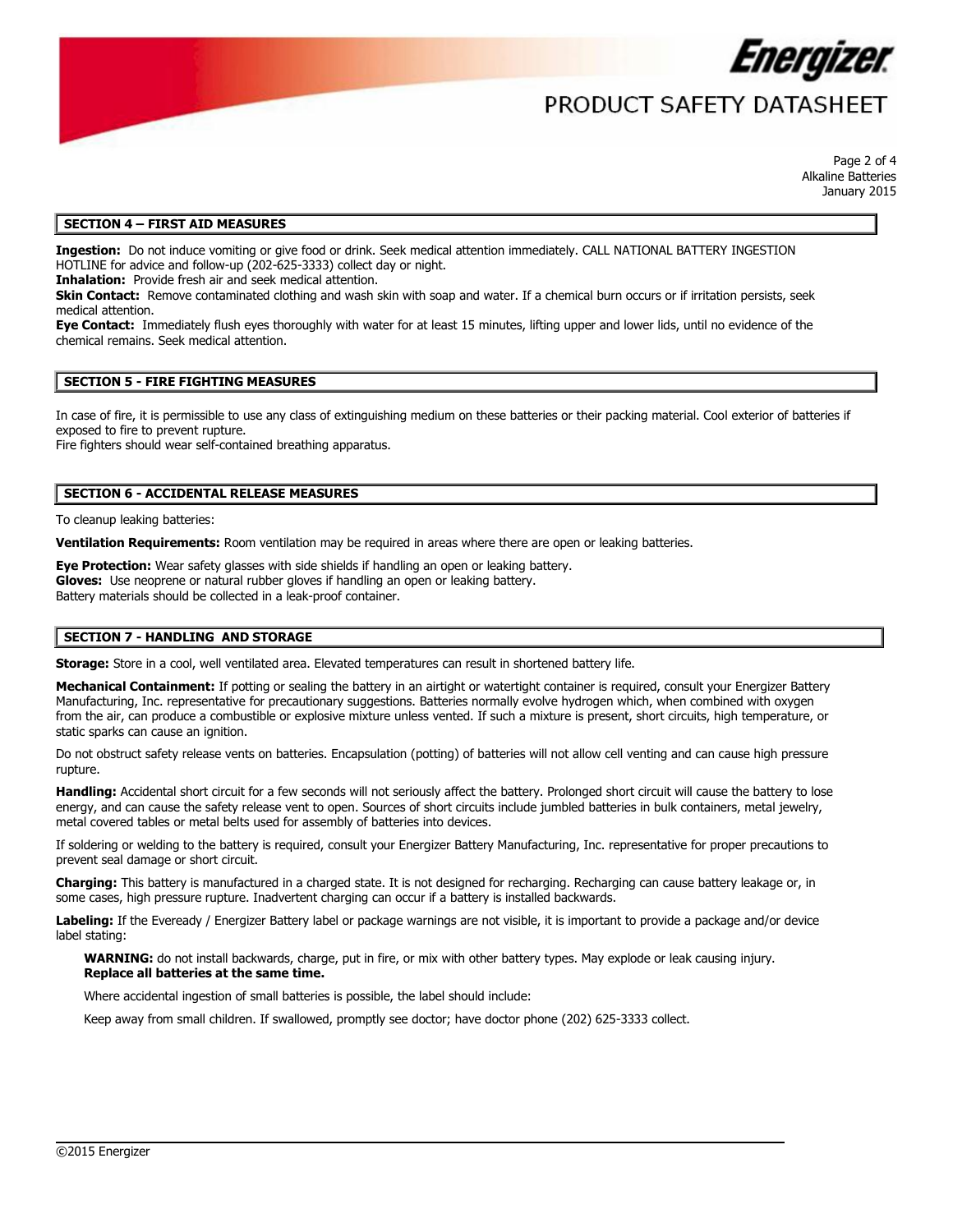## SECTION 4 – FIRST AID MEASURES

**Ingestion:** Do not induce vomiting or give food or drink. Seek medical attention immediately. CALL NATIONAL BATTERY INGESTION HOTLINE for advice and follow-up (202-625-3333) collect day or night.
**Inhalation:** Provide fresh air and seek medical attention.
**Skin Contact:** Remove contaminated clothing and wash skin with soap and water. If a chemical burn occurs or if irritation persists, seek medical attention.
**Eye Contact:** Immediately flush eyes thoroughly with water for at least 15 minutes, lifting upper and lower lids, until no evidence of the chemical remains. Seek medical attention.

## SECTION 5 - FIRE FIGHTING MEASURES

In case of fire, it is permissible to use any class of extinguishing medium on these batteries or their packing material. Cool exterior of batteries if exposed to fire to prevent rupture.
Fire fighters should wear self-contained breathing apparatus.

## SECTION 6 - ACCIDENTAL RELEASE MEASURES

To cleanup leaking batteries:

**Ventilation Requirements:** Room ventilation may be required in areas where there are open or leaking batteries.

**Eye Protection:** Wear safety glasses with side shields if handling an open or leaking battery.
**Gloves:** Use neoprene or natural rubber gloves if handling an open or leaking battery.
Battery materials should be collected in a leak-proof container.

## SECTION 7 - HANDLING AND STORAGE

**Storage:** Store in a cool, well ventilated area. Elevated temperatures can result in shortened battery life.

**Mechanical Containment:** If potting or sealing the battery in an airtight or watertight container is required, consult your Energizer Battery Manufacturing, Inc. representative for precautionary suggestions. Batteries normally evolve hydrogen which, when combined with oxygen from the air, can produce a combustible or explosive mixture unless vented. If such a mixture is present, short circuits, high temperature, or static sparks can cause an ignition.

Do not obstruct safety release vents on batteries. Encapsulation (potting) of batteries will not allow cell venting and can cause high pressure rupture.

**Handling:** Accidental short circuit for a few seconds will not seriously affect the battery. Prolonged short circuit will cause the battery to lose energy, and can cause the safety release vent to open. Sources of short circuits include jumbled batteries in bulk containers, metal jewelry, metal covered tables or metal belts used for assembly of batteries into devices.

If soldering or welding to the battery is required, consult your Energizer Battery Manufacturing, Inc. representative for proper precautions to prevent seal damage or short circuit.

**Charging:** This battery is manufactured in a charged state. It is not designed for recharging. Recharging can cause battery leakage or, in some cases, high pressure rupture. Inadvertent charging can occur if a battery is installed backwards.

**Labeling:** If the Eveready / Energizer Battery label or package warnings are not visible, it is important to provide a package and/or device label stating:

> **WARNING:** do not install backwards, charge, put in fire, or mix with other battery types. May explode or leak causing injury.
> **Replace all batteries at the same time.**
>
> Where accidental ingestion of small batteries is possible, the label should include:
>
> Keep away from small children. If swallowed, promptly see doctor; have doctor phone (202) 625-3333 collect.

©2015 Energizer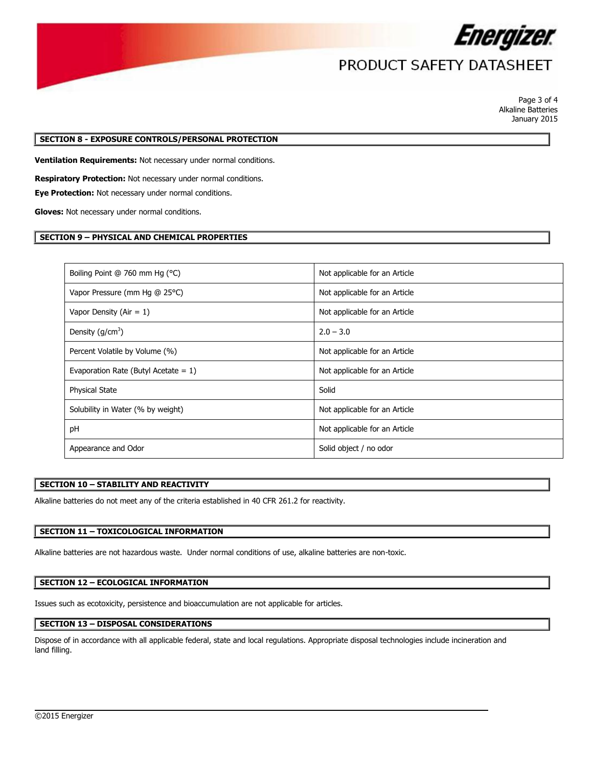## SECTION 8 - EXPOSURE CONTROLS/PERSONAL PROTECTION

**Ventilation Requirements:** Not necessary under normal conditions.

**Respiratory Protection:** Not necessary under normal conditions.

**Eye Protection:** Not necessary under normal conditions.

**Gloves:** Not necessary under normal conditions.

## SECTION 9 – PHYSICAL AND CHEMICAL PROPERTIES

| Property | Value |
|---|---|
| Boiling Point @ 760 mm Hg (°C) | Not applicable for an Article |
| Vapor Pressure (mm Hg @ 25°C) | Not applicable for an Article |
| Vapor Density (Air = 1) | Not applicable for an Article |
| Density ($g/cm^3$) | 2.0 – 3.0 |
| Percent Volatile by Volume (%) | Not applicable for an Article |
| Evaporation Rate (Butyl Acetate = 1) | Not applicable for an Article |
| Physical State | Solid |
| Solubility in Water (% by weight) | Not applicable for an Article |
| pH | Not applicable for an Article |
| Appearance and Odor | Solid object / no odor |

## SECTION 10 – STABILITY AND REACTIVITY

Alkaline batteries do not meet any of the criteria established in 40 CFR 261.2 for reactivity.

## SECTION 11 – TOXICOLOGICAL INFORMATION

Alkaline batteries are not hazardous waste. Under normal conditions of use, alkaline batteries are non-toxic.

## SECTION 12 – ECOLOGICAL INFORMATION

Issues such as ecotoxicity, persistence and bioaccumulation are not applicable for articles.

## SECTION 13 – DISPOSAL CONSIDERATIONS

Dispose of in accordance with all applicable federal, state and local regulations. Appropriate disposal technologies include incineration and land filling.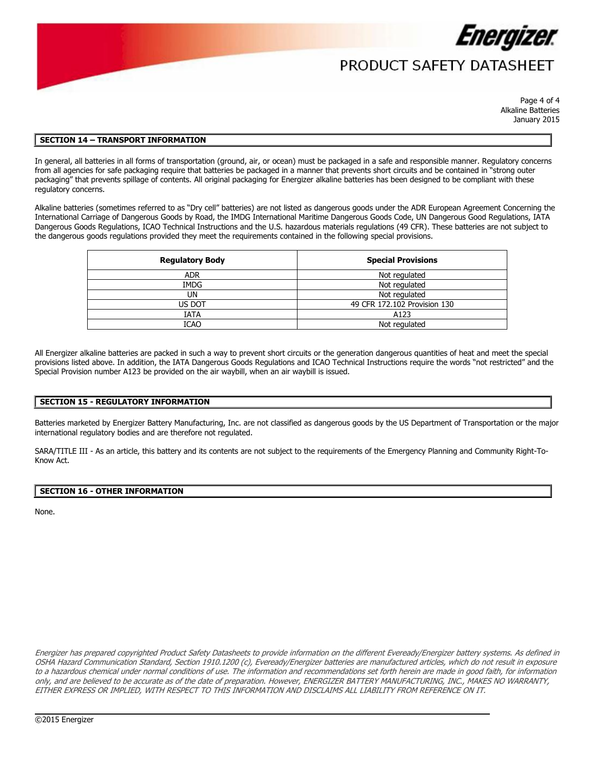## SECTION 14 – TRANSPORT INFORMATION

In general, all batteries in all forms of transportation (ground, air, or ocean) must be packaged in a safe and responsible manner. Regulatory concerns from all agencies for safe packaging require that batteries be packaged in a manner that prevents short circuits and be contained in "strong outer packaging" that prevents spillage of contents. All original packaging for Energizer alkaline batteries has been designed to be compliant with these regulatory concerns.

Alkaline batteries (sometimes referred to as "Dry cell" batteries) are not listed as dangerous goods under the ADR European Agreement Concerning the International Carriage of Dangerous Goods by Road, the IMDG International Maritime Dangerous Goods Code, UN Dangerous Good Regulations, IATA Dangerous Goods Regulations, ICAO Technical Instructions and the U.S. hazardous materials regulations (49 CFR). These batteries are not subject to the dangerous goods regulations provided they meet the requirements contained in the following special provisions.

| Regulatory Body | Special Provisions |
|---|---|
| ADR | Not regulated |
| IMDG | Not regulated |
| UN | Not regulated |
| US DOT | 49 CFR 172.102 Provision 130 |
| IATA | A123 |
| ICAO | Not regulated |

All Energizer alkaline batteries are packed in such a way to prevent short circuits or the generation dangerous quantities of heat and meet the special provisions listed above. In addition, the IATA Dangerous Goods Regulations and ICAO Technical Instructions require the words "not restricted" and the Special Provision number A123 be provided on the air waybill, when an air waybill is issued.

## SECTION 15 - REGULATORY INFORMATION

Batteries marketed by Energizer Battery Manufacturing, Inc. are not classified as dangerous goods by the US Department of Transportation or the major international regulatory bodies and are therefore not regulated.

SARA/TITLE III - As an article, this battery and its contents are not subject to the requirements of the Emergency Planning and Community Right-To-Know Act.

## SECTION 16 - OTHER INFORMATION

None.

*Energizer has prepared copyrighted Product Safety Datasheets to provide information on the different Eveready/Energizer battery systems. As defined in OSHA Hazard Communication Standard, Section 1910.1200 (c), Eveready/Energizer batteries are manufactured articles, which do not result in exposure to a hazardous chemical under normal conditions of use. The information and recommendations set forth herein are made in good faith, for information only, and are believed to be accurate as of the date of preparation. However, ENERGIZER BATTERY MANUFACTURING, INC., MAKES NO WARRANTY, EITHER EXPRESS OR IMPLIED, WITH RESPECT TO THIS INFORMATION AND DISCLAIMS ALL LIABILITY FROM REFERENCE ON IT.*

©2015 Energizer